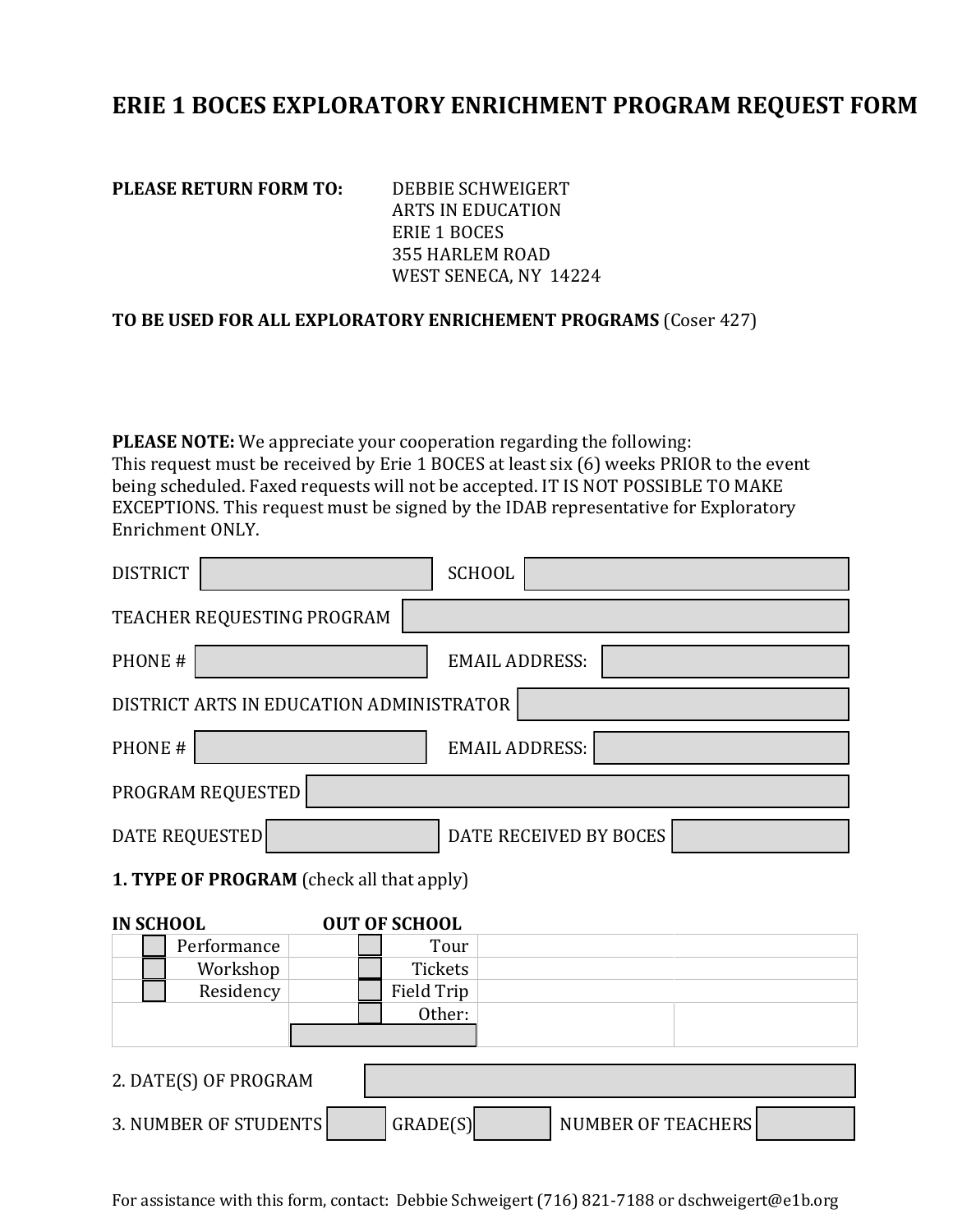# ERIE 1 BOCES EXPLORATORY ENRICHMENT PROGRAM REQUEST FORM

**PLEASE RETURN FORM TO:**

DEBBIE SCHWEIGERT
ARTS IN EDUCATION
ERIE 1 BOCES
355 HARLEM ROAD
WEST SENECA, NY 14224

**TO BE USED FOR ALL EXPLORATORY ENRICHEMENT PROGRAMS** (Coser 427)

**PLEASE NOTE:** We appreciate your cooperation regarding the following:
This request must be received by Erie 1 BOCES at least six (6) weeks PRIOR to the event being scheduled. Faxed requests will not be accepted. IT IS NOT POSSIBLE TO MAKE EXCEPTIONS. This request must be signed by the IDAB representative for Exploratory Enrichment ONLY.

DISTRICT ____________ SCHOOL ____________

TEACHER REQUESTING PROGRAM ____________

PHONE # ____________ EMAIL ADDRESS: ____________

DISTRICT ARTS IN EDUCATION ADMINISTRATOR ____________

PHONE # ____________ EMAIL ADDRESS: ____________

PROGRAM REQUESTED ____________

DATE REQUESTED ____________ DATE RECEIVED BY BOCES ____________

**1. TYPE OF PROGRAM** (check all that apply)

| IN SCHOOL | OUT OF SCHOOL |
|---|---|
| ☐ Performance | ☐ Tour |
| ☐ Workshop | ☐ Tickets |
| ☐ Residency | ☐ Field Trip |
| | ☐ Other: ____________ |

2. DATE(S) OF PROGRAM ____________

3. NUMBER OF STUDENTS ______ GRADE(S) ______ NUMBER OF TEACHERS ______

For assistance with this form, contact: Debbie Schweigert (716) 821-7188 or dschweigert@e1b.org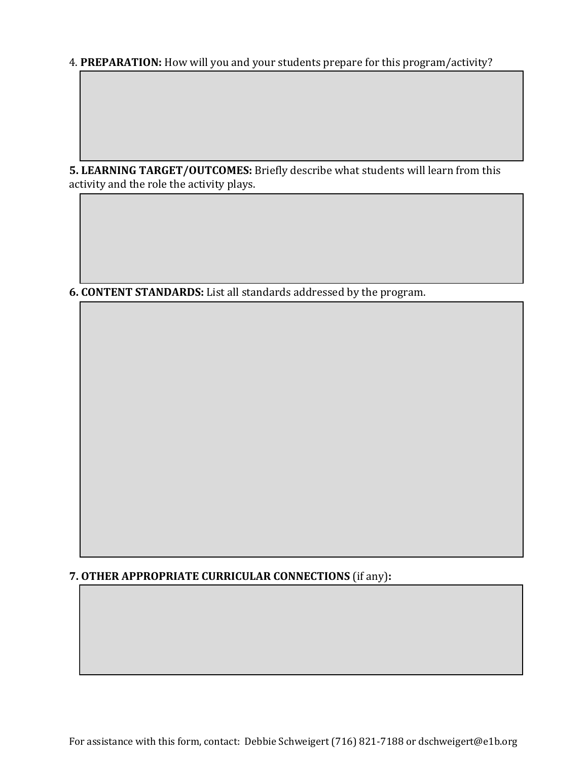4. **PREPARATION:** How will you and your students prepare for this program/activity?

**5. LEARNING TARGET/OUTCOMES:** Briefly describe what students will learn from this activity and the role the activity plays.

**6. CONTENT STANDARDS:** List all standards addressed by the program.

**7. OTHER APPROPRIATE CURRICULAR CONNECTIONS** (if any)**:**

For assistance with this form, contact: Debbie Schweigert (716) 821-7188 or dschweigert@e1b.org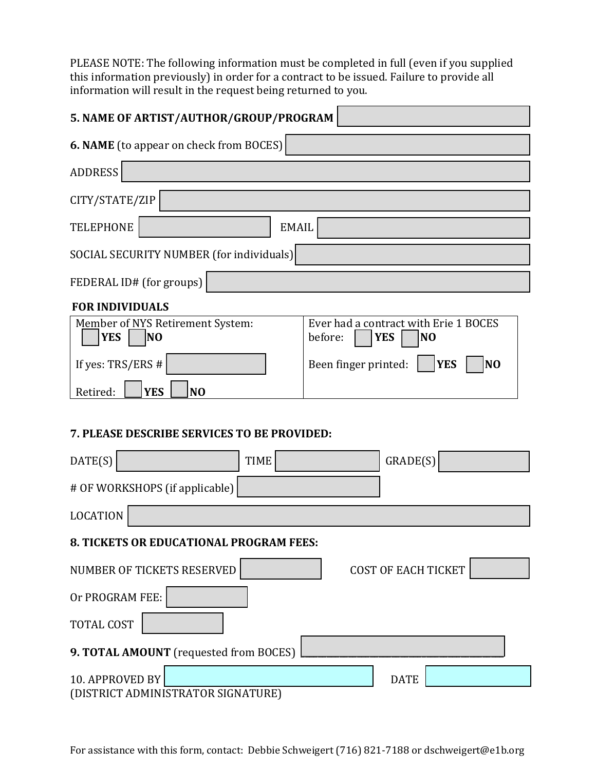PLEASE NOTE: The following information must be completed in full (even if you supplied this information previously) in order for a contract to be issued. Failure to provide all information will result in the request being returned to you.

**5. NAME OF ARTIST/AUTHOR/GROUP/PROGRAM**

**6. NAME** (to appear on check from BOCES)

ADDRESS

CITY/STATE/ZIP

TELEPHONE EMAIL

SOCIAL SECURITY NUMBER (for individuals)

FEDERAL ID# (for groups)

**FOR INDIVIDUALS**

| | |
|---|---|
| Member of NYS Retirement System: **YES** **NO** | Ever had a contract with Erie 1 BOCES before: **YES** **NO** |
| If yes: TRS/ERS # | Been finger printed: **YES** **NO** |
| Retired: **YES** **NO** | |

**7. PLEASE DESCRIBE SERVICES TO BE PROVIDED:**

DATE(S) TIME GRADE(S)

# OF WORKSHOPS (if applicable)

LOCATION

**8. TICKETS OR EDUCATIONAL PROGRAM FEES:**

NUMBER OF TICKETS RESERVED COST OF EACH TICKET

Or PROGRAM FEE:

TOTAL COST

**9. TOTAL AMOUNT** (requested from BOCES) ________________________________________

10. APPROVED BY DATE
(DISTRICT ADMINISTRATOR SIGNATURE)

For assistance with this form, contact: Debbie Schweigert (716) 821-7188 or dschweigert@e1b.org